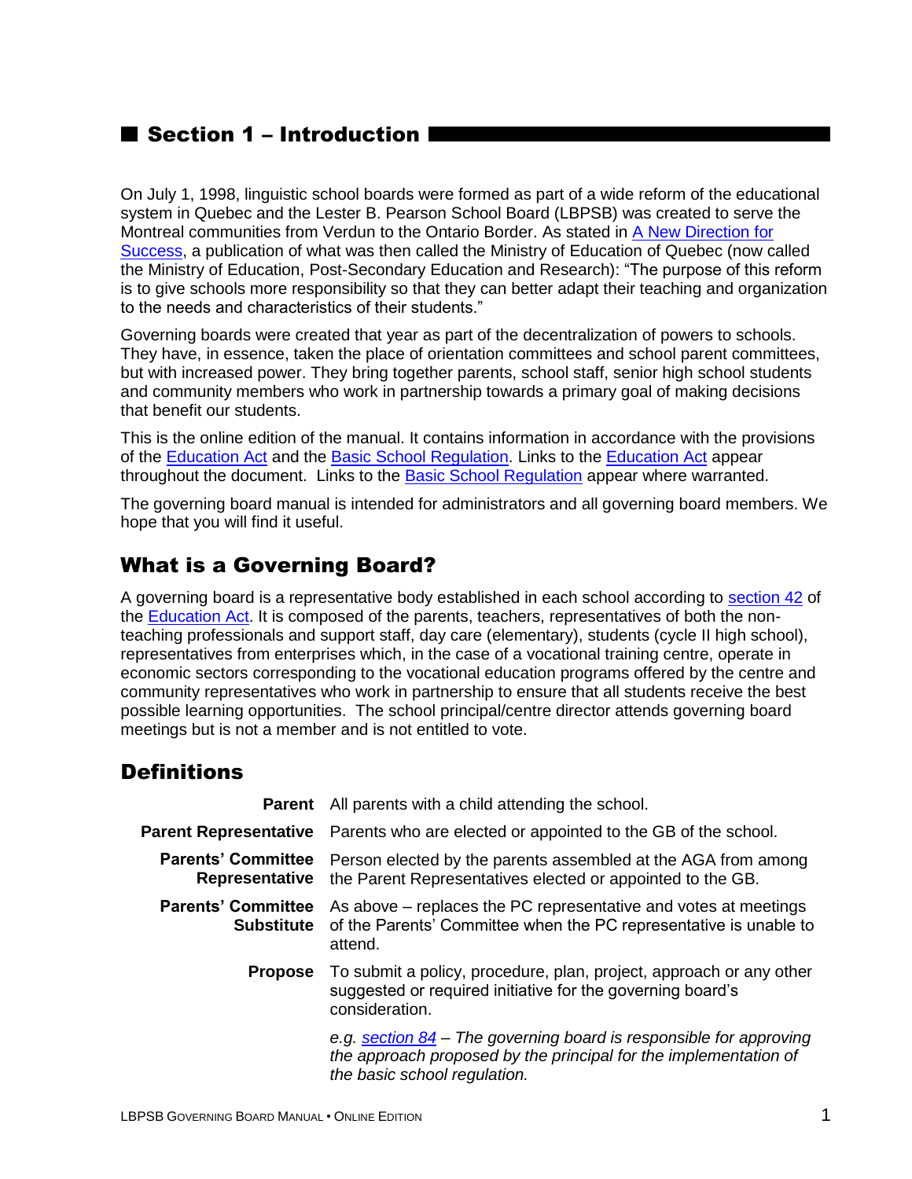# Section 1 – Introduction

On July 1, 1998, linguistic school boards were formed as part of a wide reform of the educational system in Quebec and the Lester B. Pearson School Board (LBPSB) was created to serve the Montreal communities from Verdun to the Ontario Border. As stated in A New Direction for Success, a publication of what was then called the Ministry of Education of Quebec (now called the Ministry of Education, Post-Secondary Education and Research): "The purpose of this reform is to give schools more responsibility so that they can better adapt their teaching and organization to the needs and characteristics of their students."

Governing boards were created that year as part of the decentralization of powers to schools. They have, in essence, taken the place of orientation committees and school parent committees, but with increased power. They bring together parents, school staff, senior high school students and community members who work in partnership towards a primary goal of making decisions that benefit our students.

This is the online edition of the manual. It contains information in accordance with the provisions of the Education Act and the Basic School Regulation. Links to the Education Act appear throughout the document. Links to the Basic School Regulation appear where warranted.

The governing board manual is intended for administrators and all governing board members. We hope that you will find it useful.

## What is a Governing Board?

A governing board is a representative body established in each school according to section 42 of the Education Act. It is composed of the parents, teachers, representatives of both the non-teaching professionals and support staff, day care (elementary), students (cycle II high school), representatives from enterprises which, in the case of a vocational training centre, operate in economic sectors corresponding to the vocational education programs offered by the centre and community representatives who work in partnership to ensure that all students receive the best possible learning opportunities. The school principal/centre director attends governing board meetings but is not a member and is not entitled to vote.

## Definitions

| | |
|---|---|
| **Parent** | All parents with a child attending the school. |
| **Parent Representative** | Parents who are elected or appointed to the GB of the school. |
| **Parents' Committee Representative** | Person elected by the parents assembled at the AGA from among the Parent Representatives elected or appointed to the GB. |
| **Parents' Committee Substitute** | As above – replaces the PC representative and votes at meetings of the Parents' Committee when the PC representative is unable to attend. |
| **Propose** | To submit a policy, procedure, plan, project, approach or any other suggested or required initiative for the governing board's consideration.<br><br>*e.g. section 84 – The governing board is responsible for approving the approach proposed by the principal for the implementation of the basic school regulation.* |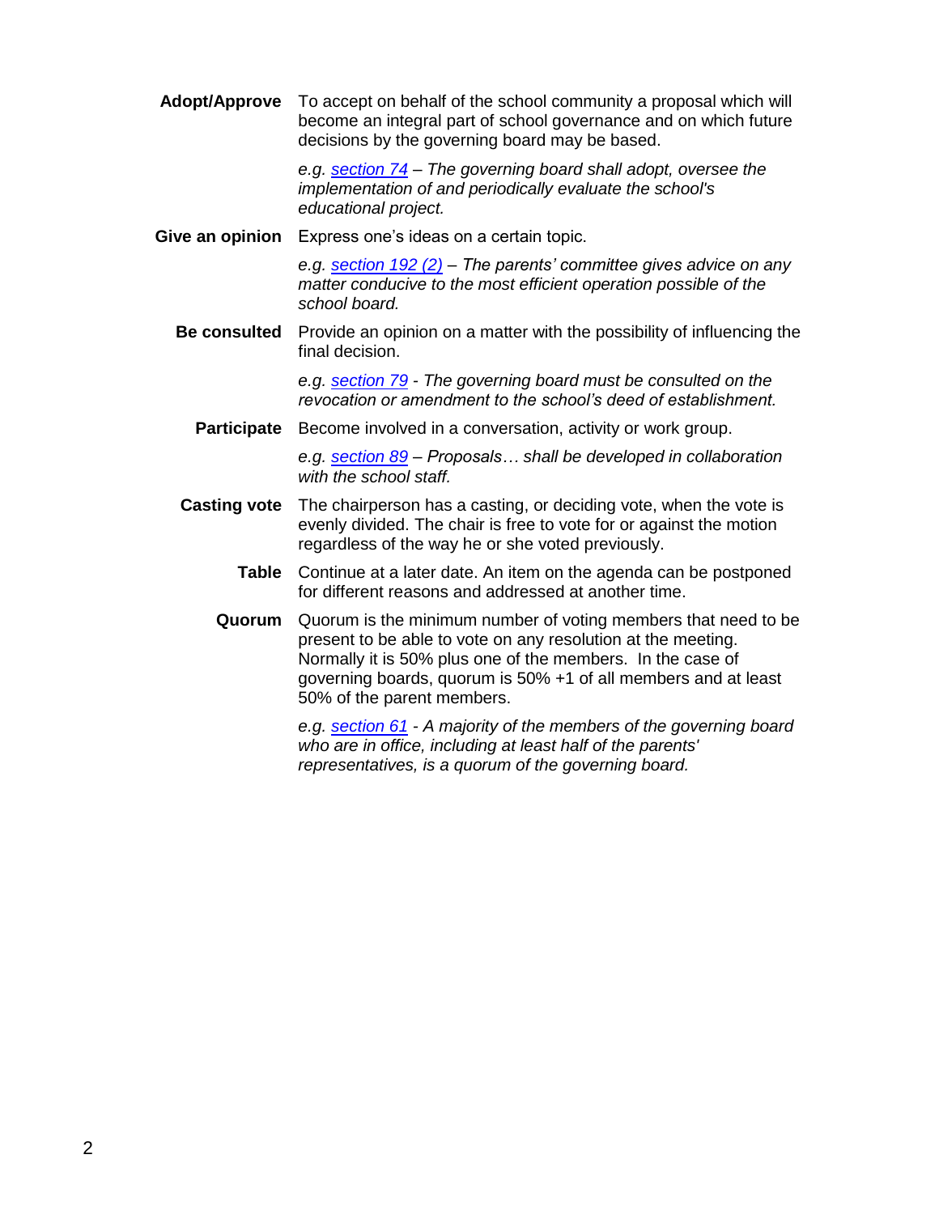**Adopt/Approve** To accept on behalf of the school community a proposal which will become an integral part of school governance and on which future decisions by the governing board may be based.

*e.g. section 74 – The governing board shall adopt, oversee the implementation of and periodically evaluate the school's educational project.*

**Give an opinion** Express one's ideas on a certain topic.

*e.g. section 192 (2) – The parents' committee gives advice on any matter conducive to the most efficient operation possible of the school board.*

**Be consulted** Provide an opinion on a matter with the possibility of influencing the final decision.

*e.g. section 79 - The governing board must be consulted on the revocation or amendment to the school's deed of establishment.*

**Participate** Become involved in a conversation, activity or work group.

*e.g. section 89 – Proposals… shall be developed in collaboration with the school staff.*

**Casting vote** The chairperson has a casting, or deciding vote, when the vote is evenly divided. The chair is free to vote for or against the motion regardless of the way he or she voted previously.

**Table** Continue at a later date. An item on the agenda can be postponed for different reasons and addressed at another time.

**Quorum** Quorum is the minimum number of voting members that need to be present to be able to vote on any resolution at the meeting. Normally it is 50% plus one of the members. In the case of governing boards, quorum is 50% +1 of all members and at least 50% of the parent members.

*e.g. section 61 - A majority of the members of the governing board who are in office, including at least half of the parents' representatives, is a quorum of the governing board.*